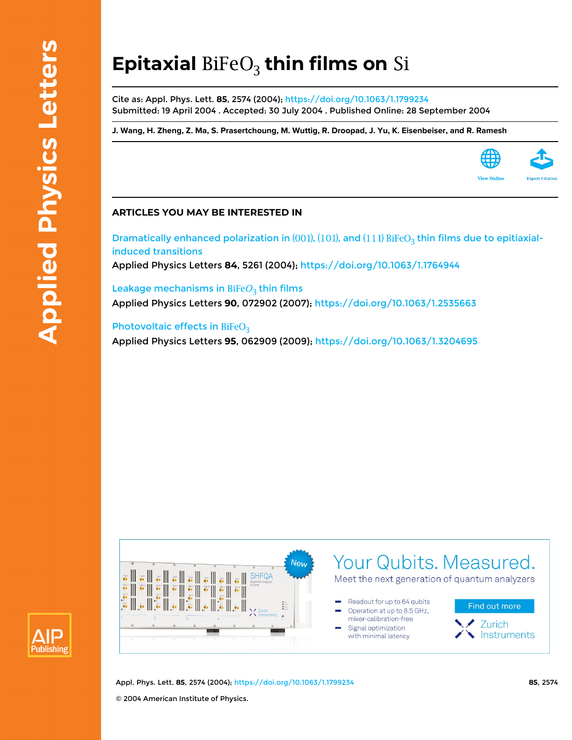# Epitaxial $BiFeO_3$ thin films on Si

Cite as: Appl. Phys. Lett. **85**, 2574 (2004); https://doi.org/10.1063/1.1799234
Submitted: 19 April 2004 . Accepted: 30 July 2004 . Published Online: 28 September 2004

**J. Wang, H. Zheng, Z. Ma, S. Prasertchoung, M. Wuttig, R. Droopad, J. Yu, K. Eisenbeiser, and R. Ramesh**

## ARTICLES YOU MAY BE INTERESTED IN

Dramatically enhanced polarization in (001), (101), and (111) $BiFeO_3$ thin films due to epitiaxial-induced transitions
Applied Physics Letters **84**, 5261 (2004); https://doi.org/10.1063/1.1764944

Leakage mechanisms in $BiFeO_3$ thin films
Applied Physics Letters **90**, 072902 (2007); https://doi.org/10.1063/1.2535663

Photovoltaic effects in $BiFeO_3$
Applied Physics Letters **95**, 062909 (2009); https://doi.org/10.1063/1.3204695

© 2004 American Institute of Physics.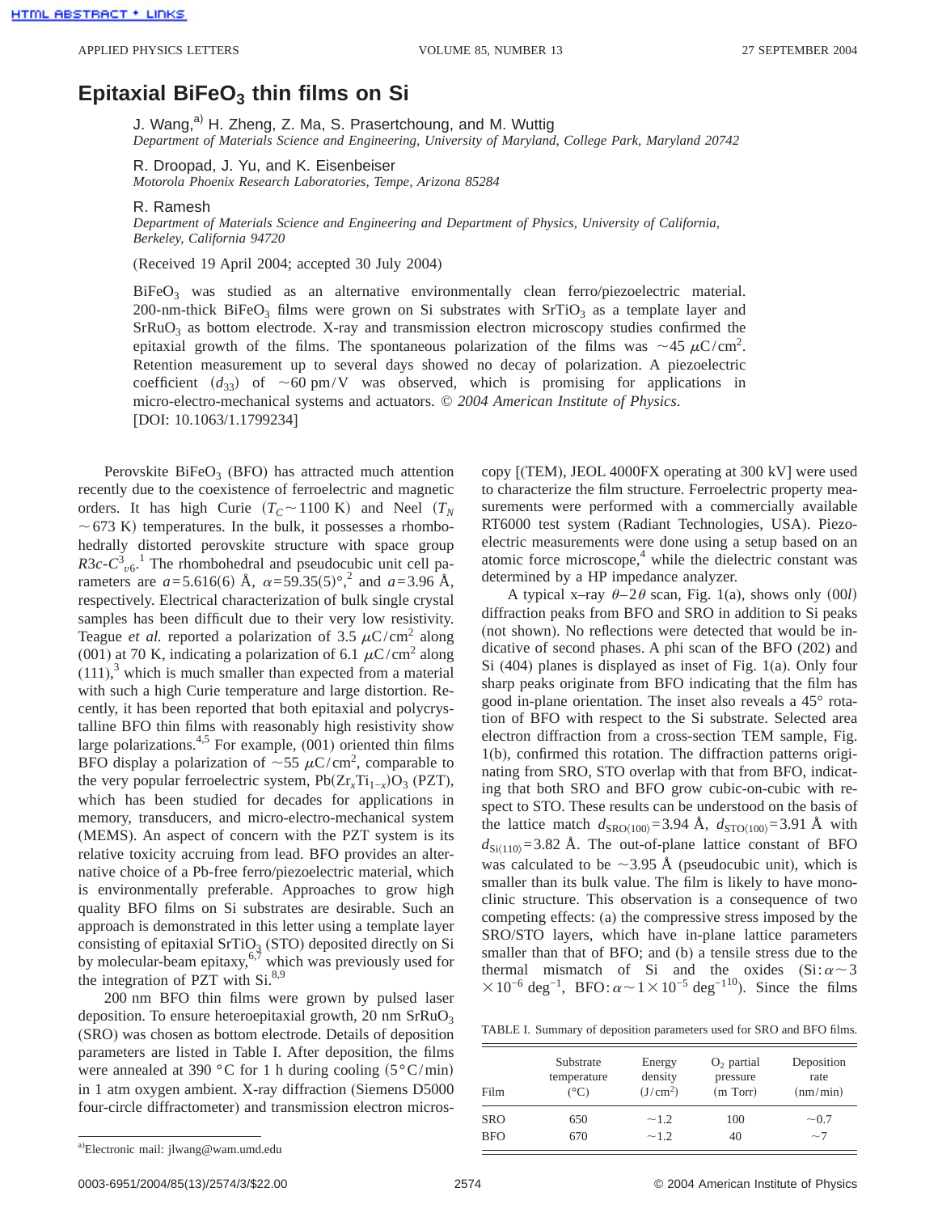# Epitaxial $BiFeO_3$ thin films on Si

J. Wang,[a] H. Zheng, Z. Ma, S. Prasertchoung, and M. Wuttig
*Department of Materials Science and Engineering, University of Maryland, College Park, Maryland 20742*

R. Droopad, J. Yu, and K. Eisenbeiser
*Motorola Phoenix Research Laboratories, Tempe, Arizona 85284*

R. Ramesh
*Department of Materials Science and Engineering and Department of Physics, University of California, Berkeley, California 94720*

(Received 19 April 2004; accepted 30 July 2004)

$BiFeO_3$ was studied as an alternative environmentally clean ferro/piezoelectric material. 200-nm-thick $BiFeO_3$ films were grown on Si substrates with $SrTiO_3$ as a template layer and $SrRuO_3$ as bottom electrode. X-ray and transmission electron microscopy studies confirmed the epitaxial growth of the films. The spontaneous polarization of the films was $\sim 45\ \mu C/cm^2$. Retention measurement up to several days showed no decay of polarization. A piezoelectric coefficient ($d_{33}$) of $\sim 60$ pm/V was observed, which is promising for applications in micro-electro-mechanical systems and actuators. © *2004 American Institute of Physics.* [DOI: 10.1063/1.1799234]

Perovskite $BiFeO_3$ (BFO) has attracted much attention recently due to the coexistence of ferroelectric and magnetic orders. It has high Curie ($T_C \sim 1100$ K) and Neel ($T_N \sim 673$ K) temperatures. In the bulk, it possesses a rhombohedrally distorted perovskite structure with space group $R3c$-$C^3_{v6}$.[1] The rhombohedral and pseudocubic unit cell parameters are $a = 5.616(6)$ Å, $\alpha = 59.35(5)°$,[2] and $a = 3.96$ Å, respectively. Electrical characterization of bulk single crystal samples has been difficult due to their very low resistivity. Teague *et al.* reported a polarization of $3.5\ \mu C/cm^2$ along (001) at 70 K, indicating a polarization of $6.1\ \mu C/cm^2$ along (111),[3] which is much smaller than expected from a material with such a high Curie temperature and large distortion. Recently, it has been reported that both epitaxial and polycrystalline BFO thin films with reasonably high resistivity show large polarizations.[4,5] For example, (001) oriented thin films BFO display a polarization of $\sim 55\ \mu C/cm^2$, comparable to the very popular ferroelectric system, $Pb(Zr_xTi_{1-x})O_3$ (PZT), which has been studied for decades for applications in memory, transducers, and micro-electro-mechanical system (MEMS). An aspect of concern with the PZT system is its relative toxicity accruing from lead. BFO provides an alternative choice of a Pb-free ferro/piezoelectric material, which is environmentally preferable. Approaches to grow high quality BFO films on Si substrates are desirable. Such an approach is demonstrated in this letter using a template layer consisting of epitaxial $SrTiO_3$ (STO) deposited directly on Si by molecular-beam epitaxy,[6,7] which was previously used for the integration of PZT with Si.[8,9]

200 nm BFO thin films were grown by pulsed laser deposition. To ensure heteroepitaxial growth, 20 nm $SrRuO_3$ (SRO) was chosen as bottom electrode. Details of deposition parameters are listed in Table I. After deposition, the films were annealed at 390 °C for 1 h during cooling (5 °C/min) in 1 atm oxygen ambient. X-ray diffraction (Siemens D5000 four-circle diffractometer) and transmission electron microscopy [(TEM), JEOL 4000FX operating at 300 kV] were used to characterize the film structure. Ferroelectric property measurements were performed with a commercially available RT6000 test system (Radiant Technologies, USA). Piezoelectric measurements were done using a setup based on an atomic force microscope,[4] while the dielectric constant was determined by a HP impedance analyzer.

A typical x–ray $\theta$–$2\theta$ scan, Fig. 1(a), shows only $(00l)$ diffraction peaks from BFO and SRO in addition to Si peaks (not shown). No reflections were detected that would be indicative of second phases. A phi scan of the BFO (202) and Si (404) planes is displayed as inset of Fig. 1(a). Only four sharp peaks originate from BFO indicating that the film has good in-plane orientation. The inset also reveals a 45° rotation of BFO with respect to the Si substrate. Selected area electron diffraction from a cross-section TEM sample, Fig. 1(b), confirmed this rotation. The diffraction patterns originating from SRO, STO overlap with that from BFO, indicating that both SRO and BFO grow cubic-on-cubic with respect to STO. These results can be understood on the basis of the lattice match $d_{SRO\langle 100\rangle} = 3.94$ Å, $d_{STO\langle 100\rangle} = 3.91$ Å with $d_{Si\langle 110\rangle} = 3.82$ Å. The out-of-plane lattice constant of BFO was calculated to be $\sim 3.95$ Å (pseudocubic unit), which is smaller than its bulk value. The film is likely to have monoclinic structure. This observation is a consequence of two competing effects: (a) the compressive stress imposed by the SRO/STO layers, which have in-plane lattice parameters smaller than that of BFO; and (b) a tensile stress due to the thermal mismatch of Si and the oxides ($Si: \alpha \sim 3 \times 10^{-6}$ deg$^{-1}$, $BFO: \alpha \sim 1 \times 10^{-5}$ deg$^{-1}$[10]). Since the films

TABLE I. Summary of deposition parameters used for SRO and BFO films.

| Film | Substrate temperature (°C) | Energy density ($J/cm^2$) | $O_2$ partial pressure (m Torr) | Deposition rate (nm/min) |
|---|---|---|---|---|
| SRO | 650 | ~1.2 | 100 | ~0.7 |
| BFO | 670 | ~1.2 | 40 | ~7 |

[a] Electronic mail: jlwang@wam.umd.edu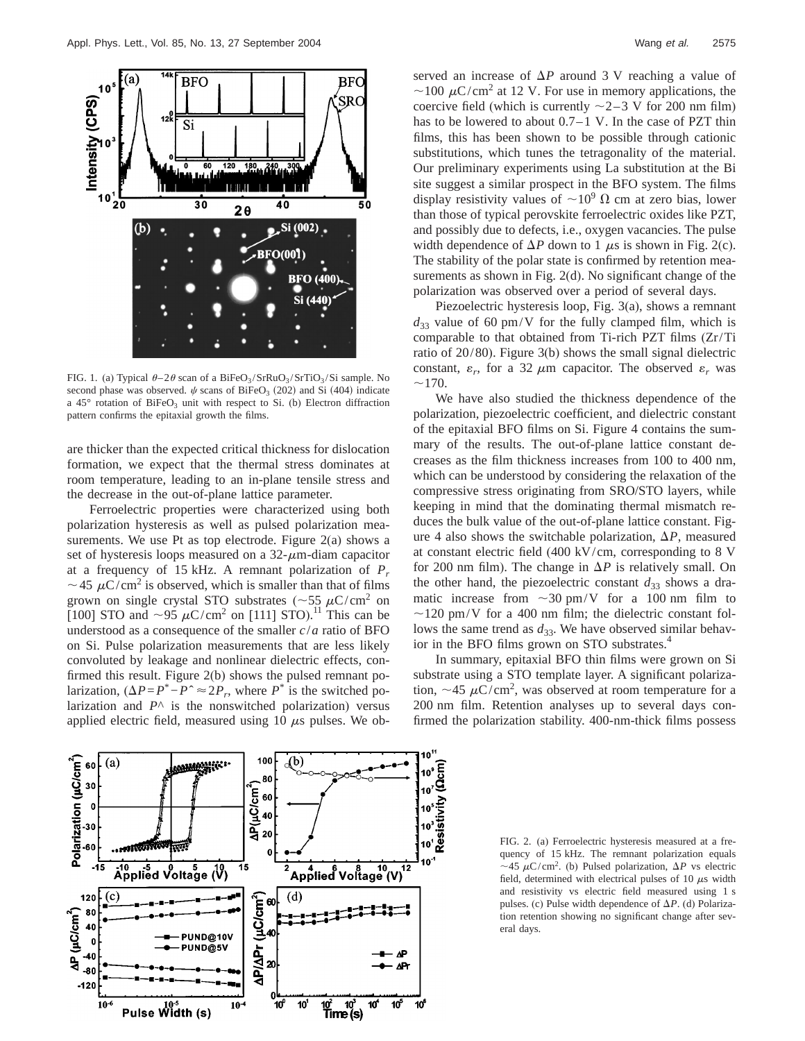FIG. 1. (a) Typical $\theta$–$2\theta$ scan of a $BiFeO_3/SrRuO_3/SrTiO_3$/Si sample. No second phase was observed. $\psi$ scans of $BiFeO_3$ (202) and Si (404) indicate a 45° rotation of $BiFeO_3$ unit with respect to Si. (b) Electron diffraction pattern confirms the epitaxial growth the films.

are thicker than the expected critical thickness for dislocation formation, we expect that the thermal stress dominates at room temperature, leading to an in-plane tensile stress and the decrease in the out-of-plane lattice parameter.

Ferroelectric properties were characterized using both polarization hysteresis as well as pulsed polarization measurements. We use Pt as top electrode. Figure 2(a) shows a set of hysteresis loops measured on a 32-$\mu$m-diam capacitor at a frequency of 15 kHz. A remnant polarization of $P_r \sim 45\ \mu C/cm^2$ is observed, which is smaller than that of films grown on single crystal STO substrates ($\sim 55\ \mu C/cm^2$ on [100] STO and $\sim 95\ \mu C/cm^2$ on [111] STO).[11] This can be understood as a consequence of the smaller $c/a$ ratio of BFO on Si. Pulse polarization measurements that are less likely convoluted by leakage and nonlinear dielectric effects, confirmed this result. Figure 2(b) shows the pulsed remnant polarization, ($\Delta P = P^* - P^\wedge \approx 2P_r$, where $P^*$ is the switched polarization and $P^\wedge$ is the nonswitched polarization) versus applied electric field, measured using 10 $\mu$s pulses. We observed an increase of $\Delta P$ around 3 V reaching a value of $\sim 100\ \mu C/cm^2$ at 12 V. For use in memory applications, the coercive field (which is currently $\sim 2$–3 V for 200 nm film) has to be lowered to about 0.7–1 V. In the case of PZT thin films, this has been shown to be possible through cationic substitutions, which tunes the tetragonality of the material. Our preliminary experiments using La substitution at the Bi site suggest a similar prospect in the BFO system. The films display resistivity values of $\sim 10^9\ \Omega$ cm at zero bias, lower than those of typical perovskite ferroelectric oxides like PZT, and possibly due to defects, i.e., oxygen vacancies. The pulse width dependence of $\Delta P$ down to 1 $\mu$s is shown in Fig. 2(c). The stability of the polar state is confirmed by retention measurements as shown in Fig. 2(d). No significant change of the polarization was observed over a period of several days.

Piezoelectric hysteresis loop, Fig. 3(a), shows a remnant $d_{33}$ value of 60 pm/V for the fully clamped film, which is comparable to that obtained from Ti-rich PZT films (Zr/Ti ratio of 20/80). Figure 3(b) shows the small signal dielectric constant, $\varepsilon_r$, for a 32 $\mu$m capacitor. The observed $\varepsilon_r$ was $\sim 170$.

We have also studied the thickness dependence of the polarization, piezoelectric coefficient, and dielectric constant of the epitaxial BFO films on Si. Figure 4 contains the summary of the results. The out-of-plane lattice constant decreases as the film thickness increases from 100 to 400 nm, which can be understood by considering the relaxation of the compressive stress originating from SRO/STO layers, while keeping in mind that the dominating thermal mismatch reduces the bulk value of the out-of-plane lattice constant. Figure 4 also shows the switchable polarization, $\Delta P$, measured at constant electric field (400 kV/cm, corresponding to 8 V for 200 nm film). The change in $\Delta P$ is relatively small. On the other hand, the piezoelectric constant $d_{33}$ shows a dramatic increase from $\sim 30$ pm/V for a 100 nm film to $\sim 120$ pm/V for a 400 nm film; the dielectric constant follows the same trend as $d_{33}$. We have observed similar behavior in the BFO films grown on STO substrates.[4]

In summary, epitaxial BFO thin films were grown on Si substrate using a STO template layer. A significant polarization, $\sim 45\ \mu C/cm^2$, was observed at room temperature for a 200 nm film. Retention analyses up to several days confirmed the polarization stability. 400-nm-thick films possess

FIG. 2. (a) Ferroelectric hysteresis measured at a frequency of 15 kHz. The remnant polarization equals $\sim 45\ \mu C/cm^2$. (b) Pulsed polarization, $\Delta P$ vs electric field, determined with electrical pulses of 10 $\mu$s width and resistivity vs electric field measured using 1 s pulses. (c) Pulse width dependence of $\Delta P$. (d) Polarization retention showing no significant change after several days.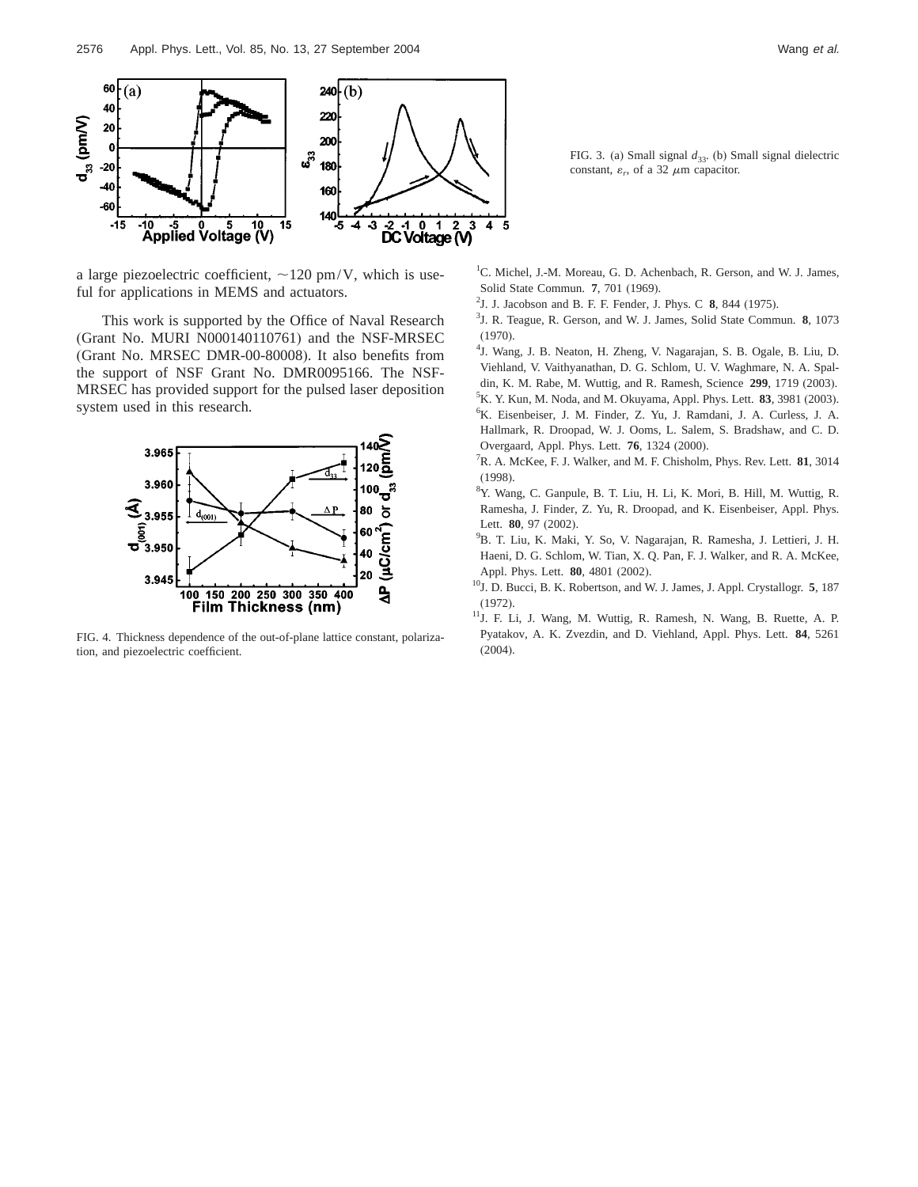(a)
$d_{33}$ (pm/V)
60
40
20
0
-20
-40
-60
-15 -10 -5 0 5 10 15
Applied Voltage (V)

(b)
$\varepsilon_{33}$
240
220
200
180
160
140
-5 -4 -3 -2 -1 0 1 2 3 4 5
DC Voltage (V)

FIG. 3. (a) Small signal $d_{33}$. (b) Small signal dielectric constant, $\varepsilon_r$, of a 32 $\mu$m capacitor.

a large piezoelectric coefficient, ~120 pm/V, which is useful for applications in MEMS and actuators.

This work is supported by the Office of Naval Research (Grant No. MURI N000140110761) and the NSF-MRSEC (Grant No. MRSEC DMR-00-80008). It also benefits from the support of NSF Grant No. DMR0095166. The NSF-MRSEC has provided support for the pulsed laser deposition system used in this research.

$d_{(001)}$ (Å)
3.965
3.960
3.955
3.950
3.945
100 150 200 250 300 350 400
Film Thickness (nm)
$\Delta$P ($\mu$C/cm$^2$) or $d_{33}$ (pm/V)
140
120
100
80
60
40
20
$d_{33}$
$\Delta$P
$d_{(001)}$

FIG. 4. Thickness dependence of the out-of-plane lattice constant, polarization, and piezoelectric coefficient.

[1] C. Michel, J.-M. Moreau, G. D. Achenbach, R. Gerson, and W. J. James, Solid State Commun. **7**, 701 (1969).

[2] J. J. Jacobson and B. F. F. Fender, J. Phys. C **8**, 844 (1975).

[3] J. R. Teague, R. Gerson, and W. J. James, Solid State Commun. **8**, 1073 (1970).

[4] J. Wang, J. B. Neaton, H. Zheng, V. Nagarajan, S. B. Ogale, B. Liu, D. Viehland, V. Vaithyanathan, D. G. Schlom, U. V. Waghmare, N. A. Spaldin, K. M. Rabe, M. Wuttig, and R. Ramesh, Science **299**, 1719 (2003).

[5] K. Y. Kun, M. Noda, and M. Okuyama, Appl. Phys. Lett. **83**, 3981 (2003).

[6] K. Eisenbeiser, J. M. Finder, Z. Yu, J. Ramdani, J. A. Curless, J. A. Hallmark, R. Droopad, W. J. Ooms, L. Salem, S. Bradshaw, and C. D. Overgaard, Appl. Phys. Lett. **76**, 1324 (2000).

[7] R. A. McKee, F. J. Walker, and M. F. Chisholm, Phys. Rev. Lett. **81**, 3014 (1998).

[8] Y. Wang, C. Ganpule, B. T. Liu, H. Li, K. Mori, B. Hill, M. Wuttig, R. Ramesha, J. Finder, Z. Yu, R. Droopad, and K. Eisenbeiser, Appl. Phys. Lett. **80**, 97 (2002).

[9] B. T. Liu, K. Maki, Y. So, V. Nagarajan, R. Ramesha, J. Lettieri, J. H. Haeni, D. G. Schlom, W. Tian, X. Q. Pan, F. J. Walker, and R. A. McKee, Appl. Phys. Lett. **80**, 4801 (2002).

[10] J. D. Bucci, B. K. Robertson, and W. J. James, J. Appl. Crystallogr. **5**, 187 (1972).

[11] J. F. Li, J. Wang, M. Wuttig, R. Ramesh, N. Wang, B. Ruette, A. P. Pyatakov, A. K. Zvezdin, and D. Viehland, Appl. Phys. Lett. **84**, 5261 (2004).